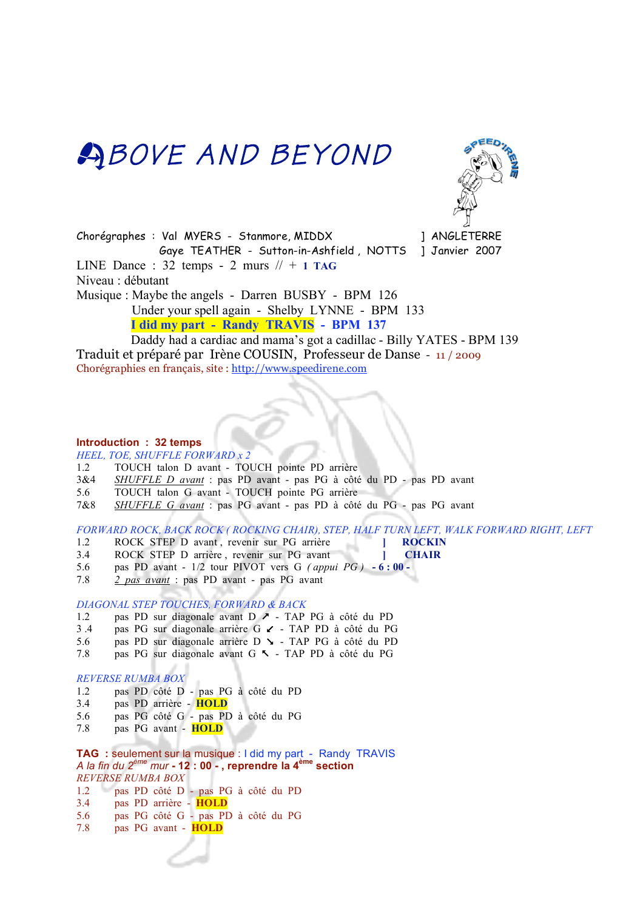# ABOVE AND BEYOND

Chorégraphes : Val MYERS - Stanmore, MIDDX ] ANGLETERRE
Gaye TEATHER - Sutton-in-Ashfield , NOTTS ] Janvier 2007

LINE Dance : 32 temps - 2 murs // + **1 TAG**

Niveau : débutant

Musique : Maybe the angels - Darren BUSBY - BPM 126
Under your spell again - Shelby LYNNE - BPM 133
**I did my part - Randy TRAVIS - BPM 137**
Daddy had a cardiac and mama's got a cadillac - Billy YATES - BPM 139

Traduit et préparé par Irène COUSIN, Professeur de Danse - 11 / 2009

Chorégraphies en français, site : http://www.speedirene.com

**Introduction : 32 temps**

*HEEL, TOE, SHUFFLE FORWARD x 2*

| | |
|---|---|
| 1.2 | TOUCH talon D avant - TOUCH pointe PD arrière |
| 3&4 | *SHUFFLE D avant* : pas PD avant - pas PG à côté du PD - pas PD avant |
| 5.6 | TOUCH talon G avant - TOUCH pointe PG arrière |
| 7&8 | *SHUFFLE G avant* : pas PG avant - pas PD à côté du PG - pas PG avant |

*FORWARD ROCK, BACK ROCK ( ROCKING CHAIR), STEP, HALF TURN LEFT, WALK FORWARD RIGHT, LEFT*

| | |
|---|---|
| 1.2 | ROCK STEP D avant , revenir sur PG arrière ] **ROCKIN** |
| 3.4 | ROCK STEP D arrière , revenir sur PG avant ] **CHAIR** |
| 5.6 | pas PD avant - 1/2 tour PIVOT vers G *( appui PG )* **- 6 : 00 -** |
| 7.8 | *2 pas avant* : pas PD avant - pas PG avant |

*DIAGONAL STEP TOUCHES, FORWARD & BACK*

| | |
|---|---|
| 1.2 | pas PD sur diagonale avant D ↗ - TAP PG à côté du PD |
| 3 .4 | pas PG sur diagonale arrière G ↙ - TAP PD à côté du PG |
| 5.6 | pas PD sur diagonale arrière D ↘ - TAP PG à côté du PD |
| 7.8 | pas PG sur diagonale avant G ↖ - TAP PD à côté du PG |

*REVERSE RUMBA BOX*

| | |
|---|---|
| 1.2 | pas PD côté D - pas PG à côté du PD |
| 3.4 | pas PD arrière - **HOLD** |
| 5.6 | pas PG côté G - pas PD à côté du PG |
| 7.8 | pas PG avant - **HOLD** |

**TAG** : seulement sur la musique : I did my part - Randy TRAVIS

*A la fin du 2ème mur* **- 12 : 00 - , reprendre la 4ème section**

*REVERSE RUMBA BOX*

| | |
|---|---|
| 1.2 | pas PD côté D - pas PG à côté du PD |
| 3.4 | pas PD arrière - **HOLD** |
| 5.6 | pas PG côté G - pas PD à côté du PG |
| 7.8 | pas PG avant - **HOLD** |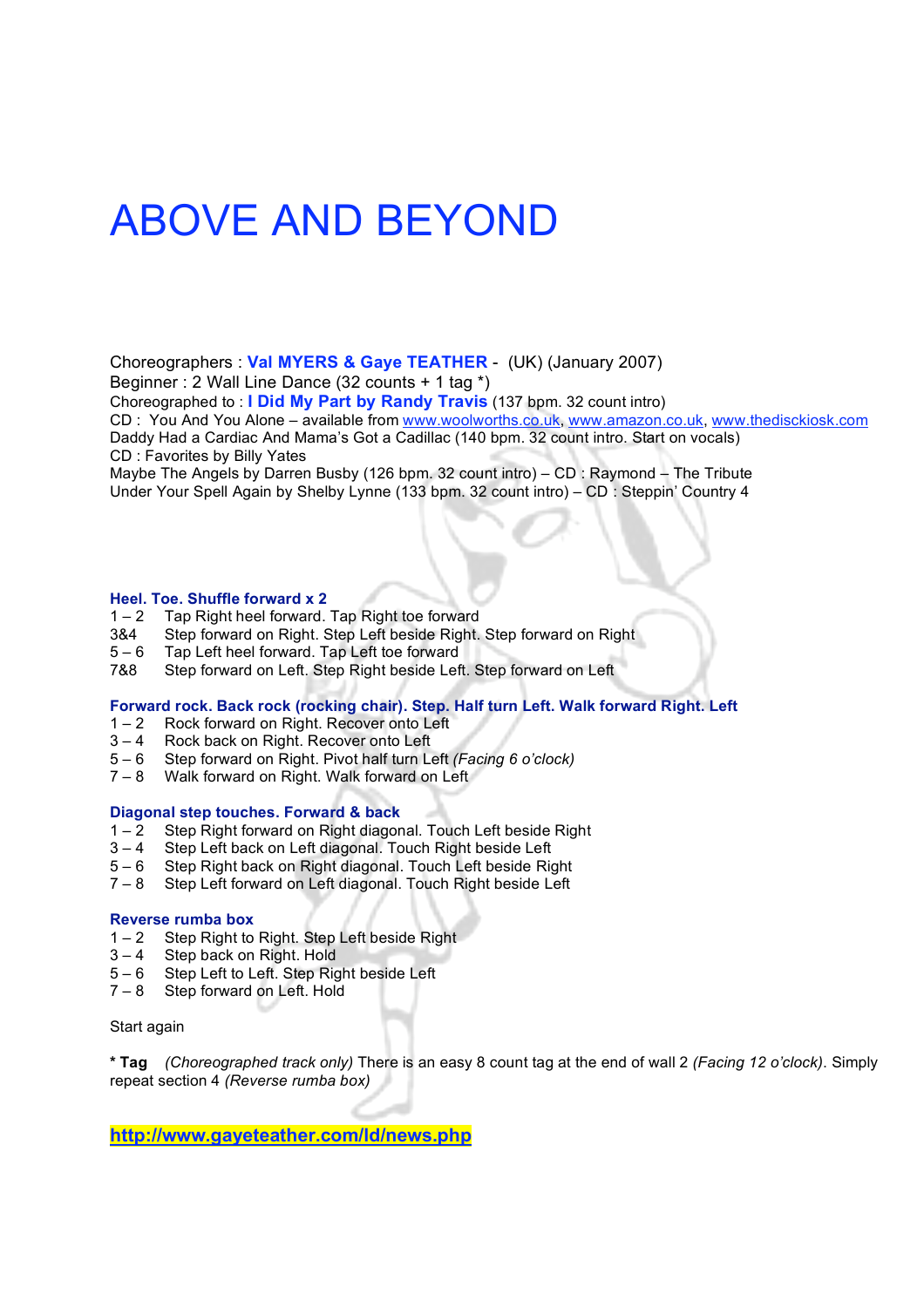# ABOVE AND BEYOND

Choreographers : **Val MYERS & Gaye TEATHER** - (UK) (January 2007)
Beginner : 2 Wall Line Dance (32 counts + 1 tag *)
Choreographed to : **I Did My Part by Randy Travis** (137 bpm. 32 count intro)
CD : You And You Alone – available from www.woolworths.co.uk, www.amazon.co.uk, www.thedisckiosk.com
Daddy Had a Cardiac And Mama's Got a Cadillac (140 bpm. 32 count intro. Start on vocals)
CD : Favorites by Billy Yates
Maybe The Angels by Darren Busby (126 bpm. 32 count intro) – CD : Raymond – The Tribute
Under Your Spell Again by Shelby Lynne (133 bpm. 32 count intro) – CD : Steppin' Country 4

### Heel. Toe. Shuffle forward x 2

1 – 2 Tap Right heel forward. Tap Right toe forward
3&4 Step forward on Right. Step Left beside Right. Step forward on Right
5 – 6 Tap Left heel forward. Tap Left toe forward
7&8 Step forward on Left. Step Right beside Left. Step forward on Left

### Forward rock. Back rock (rocking chair). Step. Half turn Left. Walk forward Right. Left

1 – 2 Rock forward on Right. Recover onto Left
3 – 4 Rock back on Right. Recover onto Left
5 – 6 Step forward on Right. Pivot half turn Left *(Facing 6 o'clock)*
7 – 8 Walk forward on Right. Walk forward on Left

### Diagonal step touches. Forward & back

1 – 2 Step Right forward on Right diagonal. Touch Left beside Right
3 – 4 Step Left back on Left diagonal. Touch Right beside Left
5 – 6 Step Right back on Right diagonal. Touch Left beside Right
7 – 8 Step Left forward on Left diagonal. Touch Right beside Left

### Reverse rumba box

1 – 2 Step Right to Right. Step Left beside Right
3 – 4 Step back on Right. Hold
5 – 6 Step Left to Left. Step Right beside Left
7 – 8 Step forward on Left. Hold

Start again

**\* Tag** *(Choreographed track only)* There is an easy 8 count tag at the end of wall 2 *(Facing 12 o'clock)*. Simply repeat section 4 *(Reverse rumba box)*

**http://www.gayeteather.com/ld/news.php**